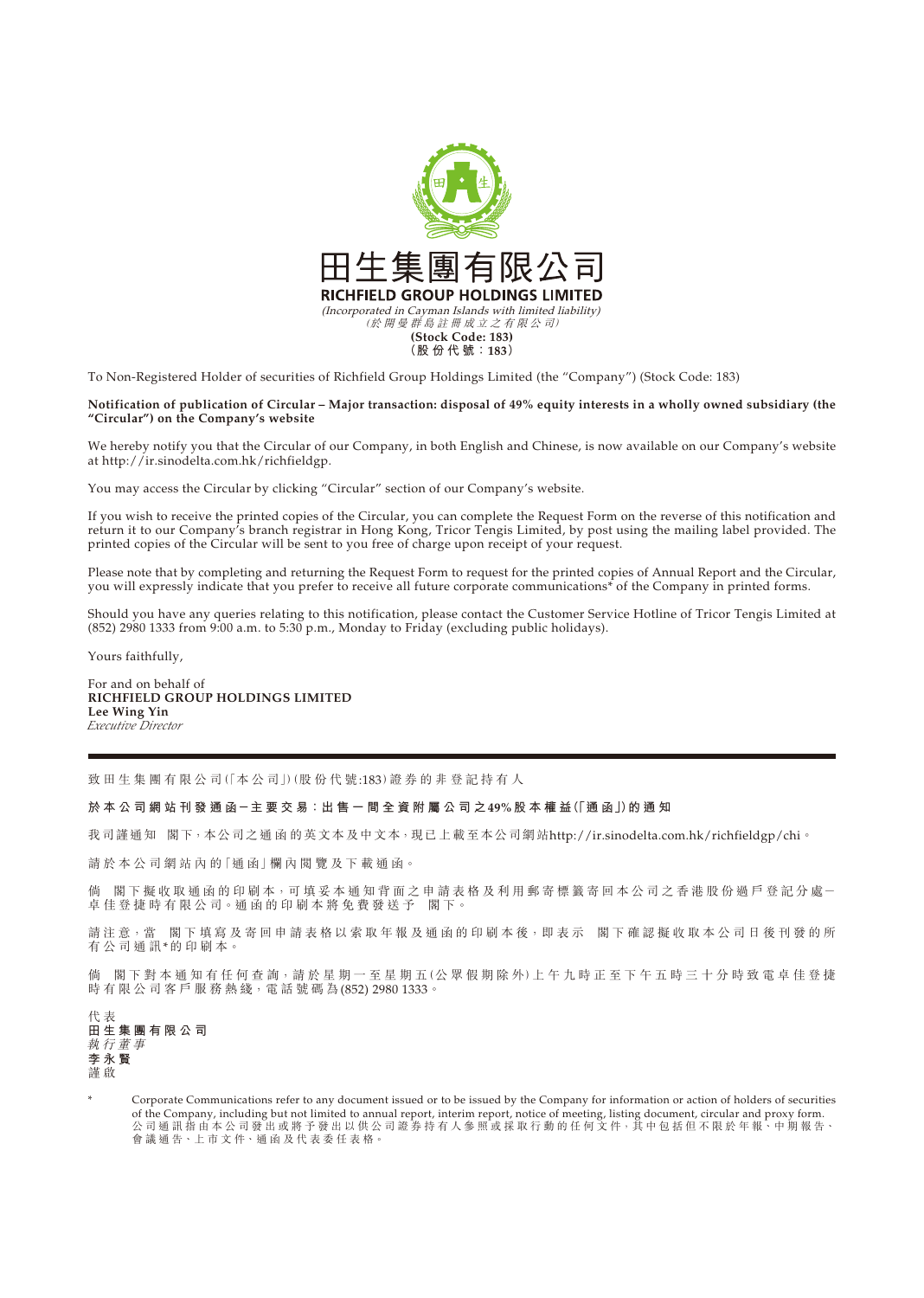田生集團有限公司

**RICHFIELD GROUP HOLDINGS LIMITED**

*(Incorporated in Cayman Islands with limited liability)*

*(於開曼群島註冊成立之有限公司)*

**(Stock Code: 183)**

**(股份代號：183)**

To Non-Registered Holder of securities of Richfield Group Holdings Limited (the "Company") (Stock Code: 183)

**Notification of publication of Circular – Major transaction: disposal of 49% equity interests in a wholly owned subsidiary (the "Circular") on the Company's website**

We hereby notify you that the Circular of our Company, in both English and Chinese, is now available on our Company's website at http://ir.sinodelta.com.hk/richfieldgp.

You may access the Circular by clicking "Circular" section of our Company's website.

If you wish to receive the printed copies of the Circular, you can complete the Request Form on the reverse of this notification and return it to our Company's branch registrar in Hong Kong, Tricor Tengis Limited, by post using the mailing label provided. The printed copies of the Circular will be sent to you free of charge upon receipt of your request.

Please note that by completing and returning the Request Form to request for the printed copies of Annual Report and the Circular, you will expressly indicate that you prefer to receive all future corporate communications* of the Company in printed forms.

Should you have any queries relating to this notification, please contact the Customer Service Hotline of Tricor Tengis Limited at (852) 2980 1333 from 9:00 a.m. to 5:30 p.m., Monday to Friday (excluding public holidays).

Yours faithfully,

For and on behalf of
**RICHFIELD GROUP HOLDINGS LIMITED**
**Lee Wing Yin**
*Executive Director*

---

致田生集團有限公司(「本公司」)(股份代號:183)證券的非登記持有人

**於本公司網站刊發通函－主要交易：出售一間全資附屬公司之49%股本權益(「通函」)的通知**

我司謹通知　閣下，本公司之通函的英文本及中文本，現已上載至本公司網站http://ir.sinodelta.com.hk/richfieldgp/chi。

請於本公司網站內的「通函」欄內閱覽及下載通函。

倘　閣下擬收取通函的印刷本，可填妥本通知背面之申請表格及利用郵寄標籤寄回本公司之香港股份過戶登記分處－卓佳登捷時有限公司。通函的印刷本將免費發送予　閣下。

請注意，當　閣下填寫及寄回申請表格以索取年報及通函的印刷本後，即表示　閣下確認擬收取本公司日後刊發的所有公司通訊*的印刷本。

倘　閣下對本通知有任何查詢，請於星期一至星期五(公眾假期除外)上午九時正至下午五時三十分時致電卓佳登捷時有限公司客戶服務熱綫，電話號碼為(852) 2980 1333。

代表
**田生集團有限公司**
*執行董事*
**李永賢**
謹啟

\* Corporate Communications refer to any document issued or to be issued by the Company for information or action of holders of securities of the Company, including but not limited to annual report, interim report, notice of meeting, listing document, circular and proxy form.
公司通訊指由本公司發出或將予發出以供公司證券持有人參照或採取行動的任何文件，其中包括但不限於年報、中期報告、會議通告、上市文件、通函及代表委任表格。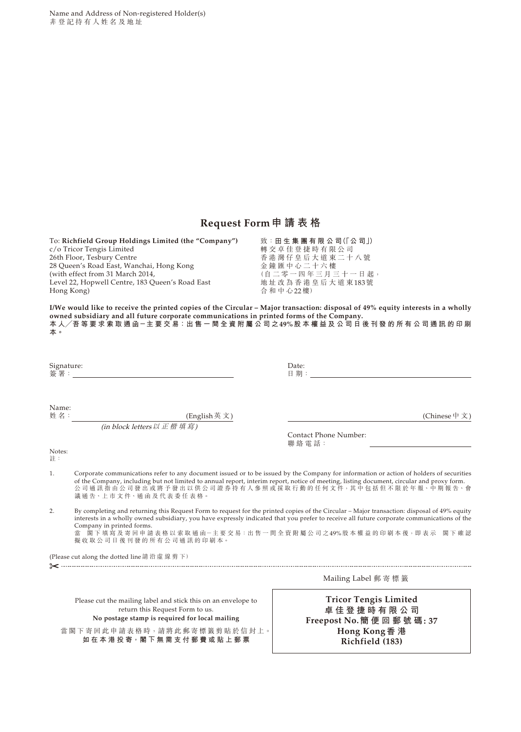Name and Address of Non-registered Holder(s)
非登記持有人姓名及地址

# Request Form 申請表格

To: **Richfield Group Holdings Limited (the "Company")**
c/o Tricor Tengis Limited
26th Floor, Tesbury Centre
28 Queen's Road East, Wanchai, Hong Kong
(with effect from 31 March 2014,
Level 22, Hopwell Centre, 183 Queen's Road East
Hong Kong)

致：**田生集團有限公司(「公司」)**
轉交卓佳登捷時有限公司
香港灣仔皇后大道東二十八號
金鐘匯中心二十六樓
(自二零一四年三月三十一日起，
地址改為香港皇后大道東183號
合和中心22樓)

**I/We would like to receive the printed copies of the Circular – Major transaction: disposal of 49% equity interests in a wholly owned subsidiary and all future corporate communications in printed forms of the Company.**
**本人╱吾等要求索取通函－主要交易：出售一間全資附屬公司之49%股本權益及公司日後刊發的所有公司通訊的印刷本。**

Signature:
簽署：____________________

Date:
日期：____________________

Name:
姓名：____________________ (English 英文)　____________________ (Chinese 中文)
*(in block letters 以正楷填寫)*

Contact Phone Number:
聯絡電話：____________________

Notes:
註：

1. Corporate communications refer to any document issued or to be issued by the Company for information or action of holders of securities of the Company, including but not limited to annual report, interim report, notice of meeting, listing document, circular and proxy form.
公司通訊指由公司發出或將予發出以供公司證券持有人參照或採取行動的任何文件，其中包括但不限於年報、中期報告、會議通告、上市文件、通函及代表委任表格。

2. By completing and returning this Request Form to request for the printed copies of the Circular – Major transaction: disposal of 49% equity interests in a wholly owned subsidiary, you have expressly indicated that you prefer to receive all future corporate communications of the Company in printed forms.
當 閣下填寫及寄回申請表格以索取通函－主要交易：出售一間全資附屬公司之49%股本權益的印刷本後，即表示 閣下確認擬收取公司日後刊發的所有公司通訊的印刷本。

(Please cut along the dotted line 請沿虛線剪下)

Mailing Label 郵寄標籤

Please cut the mailing label and stick this on an envelope to return this Request Form to us.
**No postage stamp is required for local mailing**

當閣下寄回此申請表格時，請將此郵寄標籤剪貼於信封上。
**如在本港投寄，閣下無需支付郵費或貼上郵票**

**Tricor Tengis Limited**
**卓佳登捷時有限公司**
**Freepost No. 簡便回郵號碼: 37**
**Hong Kong 香港**
**Richfield (183)**